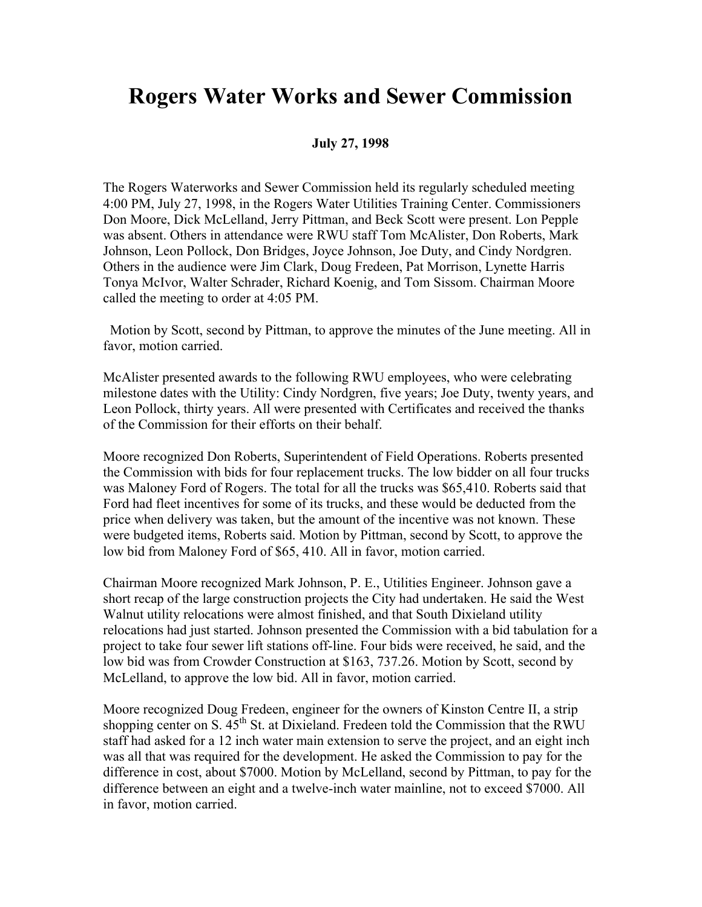# Rogers Water Works and Sewer Commission

**July 27, 1998**

The Rogers Waterworks and Sewer Commission held its regularly scheduled meeting 4:00 PM, July 27, 1998, in the Rogers Water Utilities Training Center. Commissioners Don Moore, Dick McLelland, Jerry Pittman, and Beck Scott were present. Lon Pepple was absent. Others in attendance were RWU staff Tom McAlister, Don Roberts, Mark Johnson, Leon Pollock, Don Bridges, Joyce Johnson, Joe Duty, and Cindy Nordgren. Others in the audience were Jim Clark, Doug Fredeen, Pat Morrison, Lynette Harris Tonya McIvor, Walter Schrader, Richard Koenig, and Tom Sissom. Chairman Moore called the meeting to order at 4:05 PM.

Motion by Scott, second by Pittman, to approve the minutes of the June meeting. All in favor, motion carried.

McAlister presented awards to the following RWU employees, who were celebrating milestone dates with the Utility: Cindy Nordgren, five years; Joe Duty, twenty years, and Leon Pollock, thirty years. All were presented with Certificates and received the thanks of the Commission for their efforts on their behalf.

Moore recognized Don Roberts, Superintendent of Field Operations. Roberts presented the Commission with bids for four replacement trucks. The low bidder on all four trucks was Maloney Ford of Rogers. The total for all the trucks was $65,410. Roberts said that Ford had fleet incentives for some of its trucks, and these would be deducted from the price when delivery was taken, but the amount of the incentive was not known. These were budgeted items, Roberts said. Motion by Pittman, second by Scott, to approve the low bid from Maloney Ford of $65, 410. All in favor, motion carried.

Chairman Moore recognized Mark Johnson, P. E., Utilities Engineer. Johnson gave a short recap of the large construction projects the City had undertaken. He said the West Walnut utility relocations were almost finished, and that South Dixieland utility relocations had just started. Johnson presented the Commission with a bid tabulation for a project to take four sewer lift stations off-line. Four bids were received, he said, and the low bid was from Crowder Construction at $163, 737.26. Motion by Scott, second by McLelland, to approve the low bid. All in favor, motion carried.

Moore recognized Doug Fredeen, engineer for the owners of Kinston Centre II, a strip shopping center on S. 45th St. at Dixieland. Fredeen told the Commission that the RWU staff had asked for a 12 inch water main extension to serve the project, and an eight inch was all that was required for the development. He asked the Commission to pay for the difference in cost, about $7000. Motion by McLelland, second by Pittman, to pay for the difference between an eight and a twelve-inch water mainline, not to exceed $7000. All in favor, motion carried.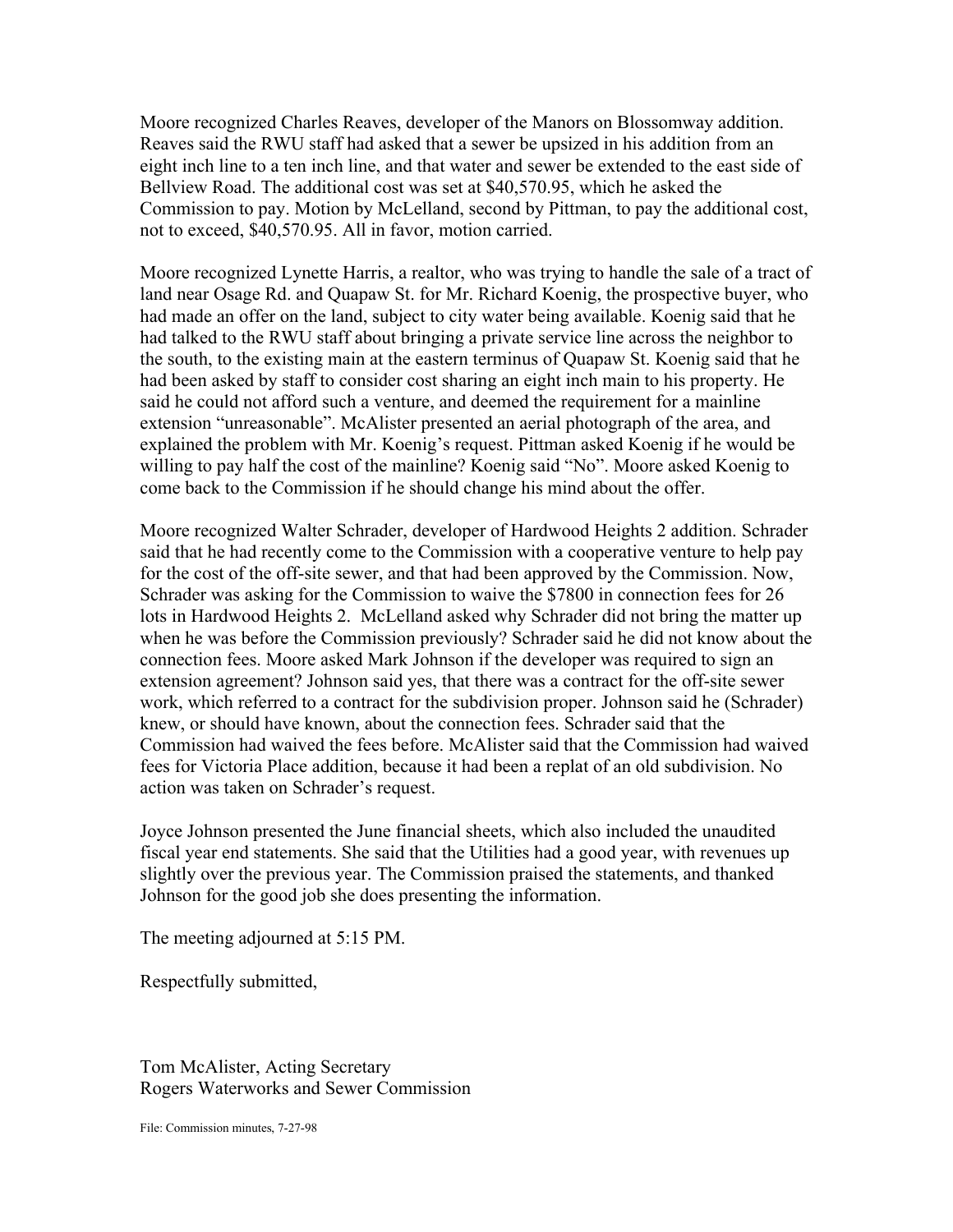Moore recognized Charles Reaves, developer of the Manors on Blossomway addition. Reaves said the RWU staff had asked that a sewer be upsized in his addition from an eight inch line to a ten inch line, and that water and sewer be extended to the east side of Bellview Road. The additional cost was set at $40,570.95, which he asked the Commission to pay. Motion by McLelland, second by Pittman, to pay the additional cost, not to exceed, $40,570.95. All in favor, motion carried.

Moore recognized Lynette Harris, a realtor, who was trying to handle the sale of a tract of land near Osage Rd. and Quapaw St. for Mr. Richard Koenig, the prospective buyer, who had made an offer on the land, subject to city water being available. Koenig said that he had talked to the RWU staff about bringing a private service line across the neighbor to the south, to the existing main at the eastern terminus of Quapaw St. Koenig said that he had been asked by staff to consider cost sharing an eight inch main to his property. He said he could not afford such a venture, and deemed the requirement for a mainline extension "unreasonable". McAlister presented an aerial photograph of the area, and explained the problem with Mr. Koenig's request. Pittman asked Koenig if he would be willing to pay half the cost of the mainline? Koenig said "No". Moore asked Koenig to come back to the Commission if he should change his mind about the offer.

Moore recognized Walter Schrader, developer of Hardwood Heights 2 addition. Schrader said that he had recently come to the Commission with a cooperative venture to help pay for the cost of the off-site sewer, and that had been approved by the Commission. Now, Schrader was asking for the Commission to waive the $7800 in connection fees for 26 lots in Hardwood Heights 2. McLelland asked why Schrader did not bring the matter up when he was before the Commission previously? Schrader said he did not know about the connection fees. Moore asked Mark Johnson if the developer was required to sign an extension agreement? Johnson said yes, that there was a contract for the off-site sewer work, which referred to a contract for the subdivision proper. Johnson said he (Schrader) knew, or should have known, about the connection fees. Schrader said that the Commission had waived the fees before. McAlister said that the Commission had waived fees for Victoria Place addition, because it had been a replat of an old subdivision. No action was taken on Schrader's request.

Joyce Johnson presented the June financial sheets, which also included the unaudited fiscal year end statements. She said that the Utilities had a good year, with revenues up slightly over the previous year. The Commission praised the statements, and thanked Johnson for the good job she does presenting the information.

The meeting adjourned at 5:15 PM.

Respectfully submitted,

Tom McAlister, Acting Secretary
Rogers Waterworks and Sewer Commission

File: Commission minutes, 7-27-98